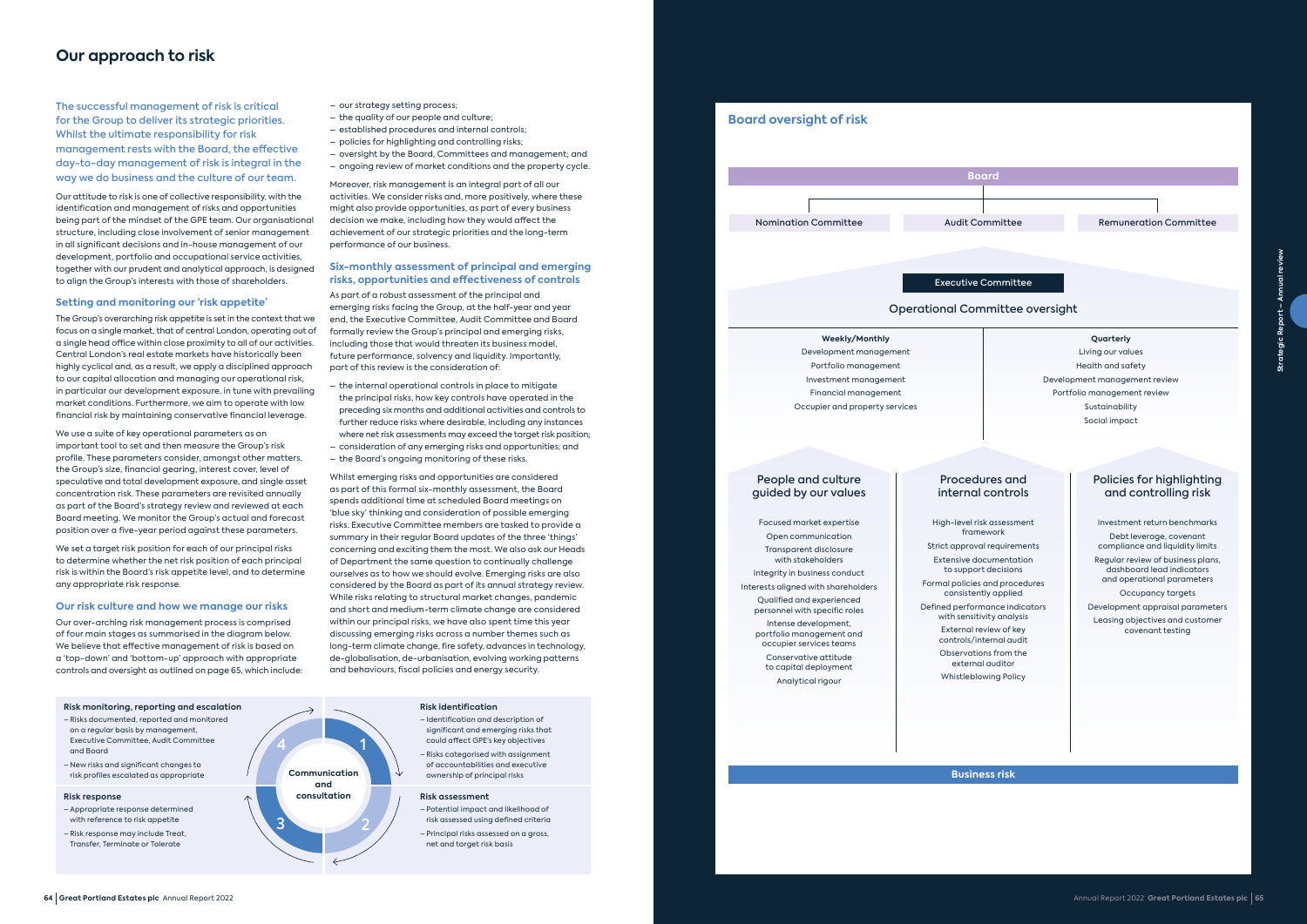# Our approach to risk

The successful management of risk is critical for the Group to deliver its strategic priorities. Whilst the ultimate responsibility for risk management rests with the Board, the effective day-to-day management of risk is integral in the way we do business and the culture of our team.

Our attitude to risk is one of collective responsibility, with the identification and management of risks and opportunities being part of the mindset of the GPE team. Our organisational structure, including close involvement of senior management in all significant decisions and in-house management of our development, portfolio and occupational service activities, together with our prudent and analytical approach, is designed to align the Group's interests with those of shareholders.

### Setting and monitoring our 'risk appetite'

The Group's overarching risk appetite is set in the context that we focus on a single market, that of central London, operating out of a single head office within close proximity to all of our activities. Central London's real estate markets have historically been highly cyclical and, as a result, we apply a disciplined approach to our capital allocation and managing our operational risk, in particular our development exposure, in tune with prevailing market conditions. Furthermore, we aim to operate with low financial risk by maintaining conservative financial leverage.

We use a suite of key operational parameters as an important tool to set and then measure the Group's risk profile. These parameters consider, amongst other matters, the Group's size, financial gearing, interest cover, level of speculative and total development exposure, and single asset concentration risk. These parameters are revisited annually as part of the Board's strategy review and reviewed at each Board meeting. We monitor the Group's actual and forecast position over a five-year period against these parameters.

We set a target risk position for each of our principal risks to determine whether the net risk position of each principal risk is within the Board's risk appetite level, and to determine any appropriate risk response.

### Our risk culture and how we manage our risks

Our over-arching risk management process is comprised of four main stages as summarised in the diagram below. We believe that effective management of risk is based on a 'top-down' and 'bottom-up' approach with appropriate controls and oversight as outlined on page 65, which include:

- our strategy setting process;
- the quality of our people and culture;
- established procedures and internal controls;
- policies for highlighting and controlling risks;
- oversight by the Board, Committees and management; and
- ongoing review of market conditions and the property cycle.

Moreover, risk management is an integral part of all our activities. We consider risks and, more positively, where these might also provide opportunities, as part of every business decision we make, including how they would affect the achievement of our strategic priorities and the long-term performance of our business.

### Six-monthly assessment of principal and emerging risks, opportunities and effectiveness of controls

As part of a robust assessment of the principal and emerging risks facing the Group, at the half-year and year end, the Executive Committee, Audit Committee and Board formally review the Group's principal and emerging risks, including those that would threaten its business model, future performance, solvency and liquidity. Importantly, part of this review is the consideration of:

- the internal operational controls in place to mitigate the principal risks, how key controls have operated in the preceding six months and additional activities and controls to further reduce risks where desirable, including any instances where net risk assessments may exceed the target risk position;
- consideration of any emerging risks and opportunities; and
- the Board's ongoing monitoring of these risks.

Whilst emerging risks and opportunities are considered as part of this formal six-monthly assessment, the Board spends additional time at scheduled Board meetings on 'blue sky' thinking and consideration of possible emerging risks. Executive Committee members are tasked to provide a summary in their regular Board updates of the three 'things' concerning and exciting them the most. We also ask our Heads of Department the same question to continually challenge ourselves as to how we should evolve. Emerging risks are also considered by the Board as part of its annual strategy review. While risks relating to structural market changes, pandemic and short and medium-term climate change are considered within our principal risks, we have also spent time this year discussing emerging risks across a number themes such as long-term climate change, fire safety, advances in technology, de-globalisation, de-urbanisation, evolving working patterns and behaviours, fiscal policies and energy security.

**Communication and consultation**

**1. Risk identification**
- Identification and description of significant and emerging risks that could affect GPE's key objectives
- Risks categorised with assignment of accountabilities and executive ownership of principal risks

**2. Risk assessment**
- Potential impact and likelihood of risk assessed using defined criteria
- Principal risks assessed on a gross, net and target risk basis

**3. Risk response**
- Appropriate response determined with reference to risk appetite
- Risk response may include Treat, Transfer, Terminate or Tolerate

**4. Risk monitoring, reporting and escalation**
- Risks documented, reported and monitored on a regular basis by management, Executive Committee, Audit Committee and Board
- New risks and significant changes to risk profiles escalated as appropriate

## Board oversight of risk

**Board**

- Nomination Committee
- Audit Committee
- Remuneration Committee

**Executive Committee**

### Operational Committee oversight

| Weekly/Monthly | Quarterly |
| --- | --- |
| Development management | Living our values |
| Portfolio management | Health and safety |
| Investment management | Development management review |
| Financial management | Portfolio management review |
| Occupier and property services | Sustainability |
| | Social impact |

| People and culture guided by our values | Procedures and internal controls | Policies for highlighting and controlling risk |
| --- | --- | --- |
| Focused market expertise | High-level risk assessment framework | Investment return benchmarks |
| Open communication | Strict approval requirements | Debt leverage, covenant compliance and liquidity limits |
| Transparent disclosure with stakeholders | Extensive documentation to support decisions | Regular review of business plans, dashboard lead indicators and operational parameters |
| Integrity in business conduct | Formal policies and procedures consistently applied | Occupancy targets |
| Interests aligned with shareholders | Defined performance indicators with sensitivity analysis | Development appraisal parameters |
| Qualified and experienced personnel with specific roles | External review of key controls/internal audit | Leasing objectives and customer covenant testing |
| Intense development, portfolio management and occupier services teams | Observations from the external auditor | |
| Conservative attitude to capital deployment | Whistleblowing Policy | |
| Analytical rigour | | |

**Business risk**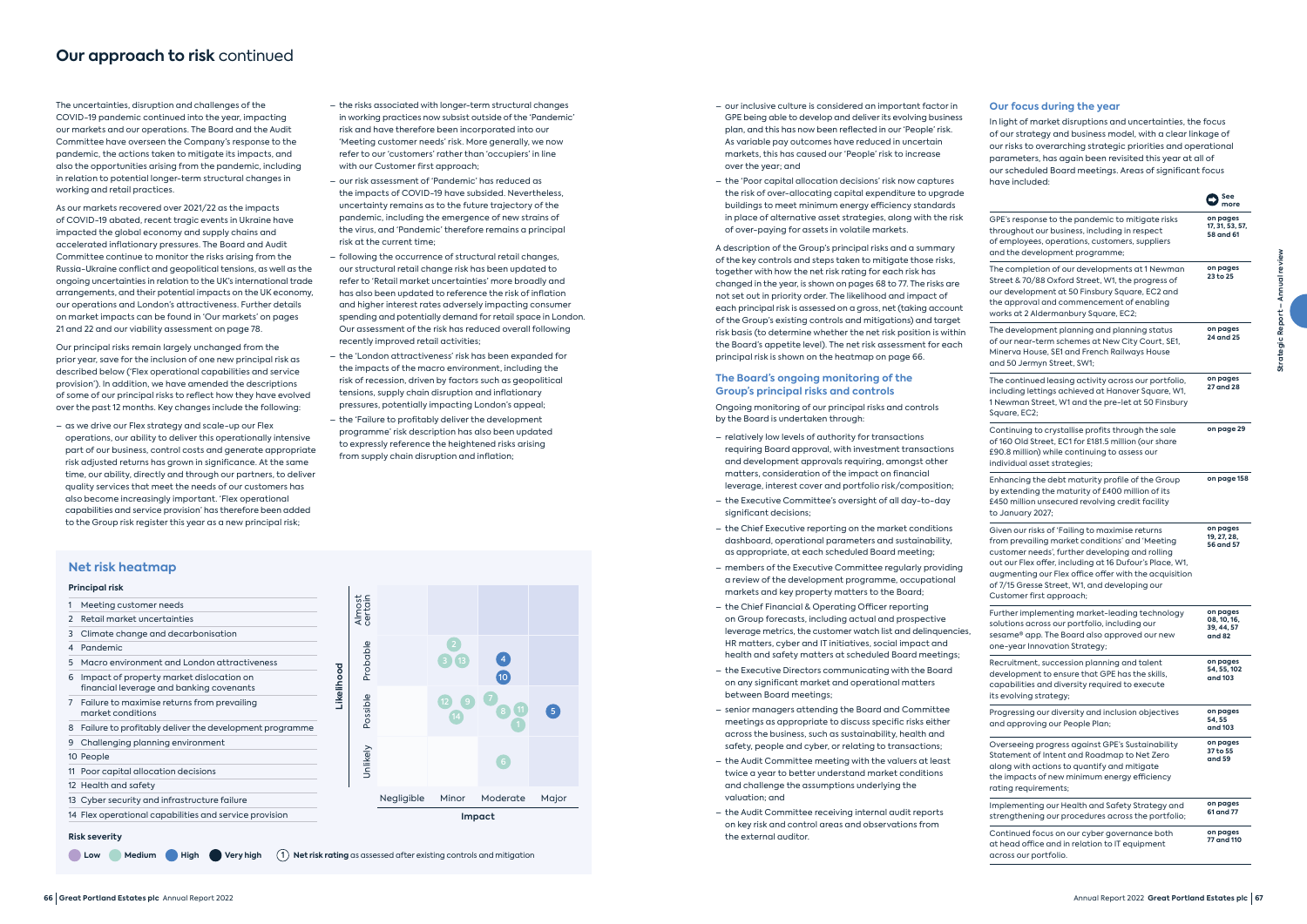## Our approach to risk continued

The uncertainties, disruption and challenges of the COVID-19 pandemic continued into the year, impacting our markets and our operations. The Board and the Audit Committee have overseen the Company's response to the pandemic, the actions taken to mitigate its impacts, and also the opportunities arising from the pandemic, including in relation to potential longer-term structural changes in working and retail practices.

As our markets recovered over 2021/22 as the impacts of COVID-19 abated, recent tragic events in Ukraine have impacted the global economy and supply chains and accelerated inflationary pressures. The Board and Audit Committee continue to monitor the risks arising from the Russia-Ukraine conflict and geopolitical tensions, as well as the ongoing uncertainties in relation to the UK's international trade arrangements, and their potential impacts on the UK economy, our operations and London's attractiveness. Further details on market impacts can be found in 'Our markets' on pages 21 and 22 and our viability assessment on page 78.

Our principal risks remain largely unchanged from the prior year, save for the inclusion of one new principal risk as described below ('Flex operational capabilities and service provision'). In addition, we have amended the descriptions of some of our principal risks to reflect how they have evolved over the past 12 months. Key changes include the following:

- as we drive our Flex strategy and scale-up our Flex operations, our ability to deliver this operationally intensive part of our business, control costs and generate appropriate risk adjusted returns has grown in significance. At the same time, our ability, directly and through our partners, to deliver quality services that meet the needs of our customers has also become increasingly important. 'Flex operational capabilities and service provision' has therefore been added to the Group risk register this year as a new principal risk;
- the risks associated with longer-term structural changes in working practices now subsist outside of the 'Pandemic' risk and have therefore been incorporated into our 'Meeting customer needs' risk. More generally, we now refer to our 'customers' rather than 'occupiers' in line with our Customer first approach;
- our risk assessment of 'Pandemic' has reduced as the impacts of COVID-19 have subsided. Nevertheless, uncertainty remains as to the future trajectory of the pandemic, including the emergence of new strains of the virus, and 'Pandemic' therefore remains a principal risk at the current time;
- following the occurrence of structural retail changes, our structural retail change risk has been updated to refer to 'Retail market uncertainties' more broadly and has also been updated to reference the risk of inflation and higher interest rates adversely impacting consumer spending and potentially demand for retail space in London. Our assessment of the risk has reduced overall following recently improved retail activities;
- the 'London attractiveness' risk has been expanded for the impacts of the macro environment, including the risk of recession, driven by factors such as geopolitical tensions, supply chain disruption and inflationary pressures, potentially impacting London's appeal;
- the 'Failure to profitably deliver the development programme' risk description has also been updated to expressly reference the heightened risks arising from supply chain disruption and inflation;
- our inclusive culture is considered an important factor in GPE being able to develop and deliver its evolving business plan, and this has now been reflected in our 'People' risk. As variable pay outcomes have reduced in uncertain markets, this has caused our 'People' risk to increase over the year; and
- the 'Poor capital allocation decisions' risk now captures the risk of over-allocating capital expenditure to upgrade buildings to meet minimum energy efficiency standards in place of alternative asset strategies, along with the risk of over-paying for assets in volatile markets.

A description of the Group's principal risks and a summary of the key controls and steps taken to mitigate those risks, together with how the net risk rating for each risk has changed in the year, is shown on pages 68 to 77. The risks are not set out in priority order. The likelihood and impact of each principal risk is assessed on a gross, net (taking account of the Group's existing controls and mitigations) and target risk basis (to determine whether the net risk position is within the Board's appetite level). The net risk assessment for each principal risk is shown on the heatmap on page 66.

### Net risk heatmap

**Principal risk**

1. Meeting customer needs
2. Retail market uncertainties
3. Climate change and decarbonisation
4. Pandemic
5. Macro environment and London attractiveness
6. Impact of property market dislocation on financial leverage and banking covenants
7. Failure to maximise returns from prevailing market conditions
8. Failure to profitably deliver the development programme
9. Challenging planning environment
10. People
11. Poor capital allocation decisions
12. Health and safety
13. Cyber security and infrastructure failure
14. Flex operational capabilities and service provision

| Likelihood \ Impact | Negligible | Minor | Moderate | Major |
|---|---|---|---|---|
| Almost certain | | | | |
| Probable | | 2, 3, 13 | 4, 10 | |
| Possible | | 12, 9, 14 | 7, 8, 11, 1 | 5 |
| Unlikely | | | 6 | |

**Risk severity**

Low  Medium  High  Very high  (1) **Net risk rating** as assessed after existing controls and mitigation

### The Board's ongoing monitoring of the Group's principal risks and controls

Ongoing monitoring of our principal risks and controls by the Board is undertaken through:

- relatively low levels of authority for transactions requiring Board approval, with investment transactions and development approvals requiring, amongst other matters, consideration of the impact on financial leverage, interest cover and portfolio risk/composition;
- the Executive Committee's oversight of all day-to-day significant decisions;
- the Chief Executive reporting on the market conditions dashboard, operational parameters and sustainability, as appropriate, at each scheduled Board meeting;
- members of the Executive Committee regularly providing a review of the development programme, occupational markets and key property matters to the Board;
- the Chief Financial & Operating Officer reporting on Group forecasts, including actual and prospective leverage metrics, the customer watch list and delinquencies, HR matters, cyber and IT initiatives, social impact and health and safety matters at scheduled Board meetings;
- the Executive Directors communicating with the Board on any significant market and operational matters between Board meetings;
- senior managers attending the Board and Committee meetings as appropriate to discuss specific risks either across the business, such as sustainability, health and safety, people and cyber, or relating to transactions;
- the Audit Committee meeting with the valuers at least twice a year to better understand market conditions and challenge the assumptions underlying the valuation; and
- the Audit Committee receiving internal audit reports on key risk and control areas and observations from the external auditor.

### Our focus during the year

In light of market disruptions and uncertainties, the focus of our strategy and business model, with a clear linkage of our risks to overarching strategic priorities and operational parameters, has again been revisited this year at all of our scheduled Board meetings. Areas of significant focus have included:

| | See more |
|---|---|
| GPE's response to the pandemic to mitigate risks throughout our business, including in respect of employees, operations, customers, suppliers and the development programme; | on pages 17, 31, 53, 57, 58 and 61 |
| The completion of our developments at 1 Newman Street & 70/88 Oxford Street, W1, the progress of our development at 50 Finsbury Square, EC2 and the approval and commencement of enabling works at 2 Aldermanbury Square, EC2; | on pages 23 to 25 |
| The development planning and planning status of our near-term schemes at New City Court, SE1, Minerva House, SE1 and French Railways House and 50 Jermyn Street, SW1; | on pages 24 and 25 |
| The continued leasing activity across our portfolio, including lettings achieved at Hanover Square, W1, 1 Newman Street, W1 and the pre-let at 50 Finsbury Square, EC2; | on pages 27 and 28 |
| Continuing to crystallise profits through the sale of 160 Old Street, EC1 for £181.5 million (our share £90.8 million) while continuing to assess our individual asset strategies; | on page 29 |
| Enhancing the debt maturity profile of the Group by extending the maturity of £400 million of its £450 million unsecured revolving credit facility to January 2027; | on page 158 |
| Given our risks of 'Failing to maximise returns from prevailing market conditions' and 'Meeting customer needs', further developing and rolling out our Flex offer, including at 16 Dufour's Place, W1, augmenting our Flex office offer with the acquisition of 7/15 Gresse Street, W1, and developing our Customer first approach; | on pages 19, 27, 28, 56 and 57 |
| Further implementing market-leading technology solutions across our portfolio, including our sesame® app. The Board also approved our new one-year Innovation Strategy; | on pages 08, 10, 16, 39, 44, 57 and 82 |
| Recruitment, succession planning and talent development to ensure that GPE has the skills, capabilities and diversity required to execute its evolving strategy; | on pages 54, 55, 102 and 103 |
| Progressing our diversity and inclusion objectives and approving our People Plan; | on pages 54, 55 and 103 |
| Overseeing progress against GPE's Sustainability Statement of Intent and Roadmap to Net Zero along with actions to quantify and mitigate the impacts of new minimum energy efficiency rating requirements; | on pages 37 to 55 and 59 |
| Implementing our Health and Safety Strategy and strengthening our procedures across the portfolio; | on pages 61 and 77 |
| Continued focus on our cyber governance both at head office and in relation to IT equipment across our portfolio. | on pages 77 and 110 |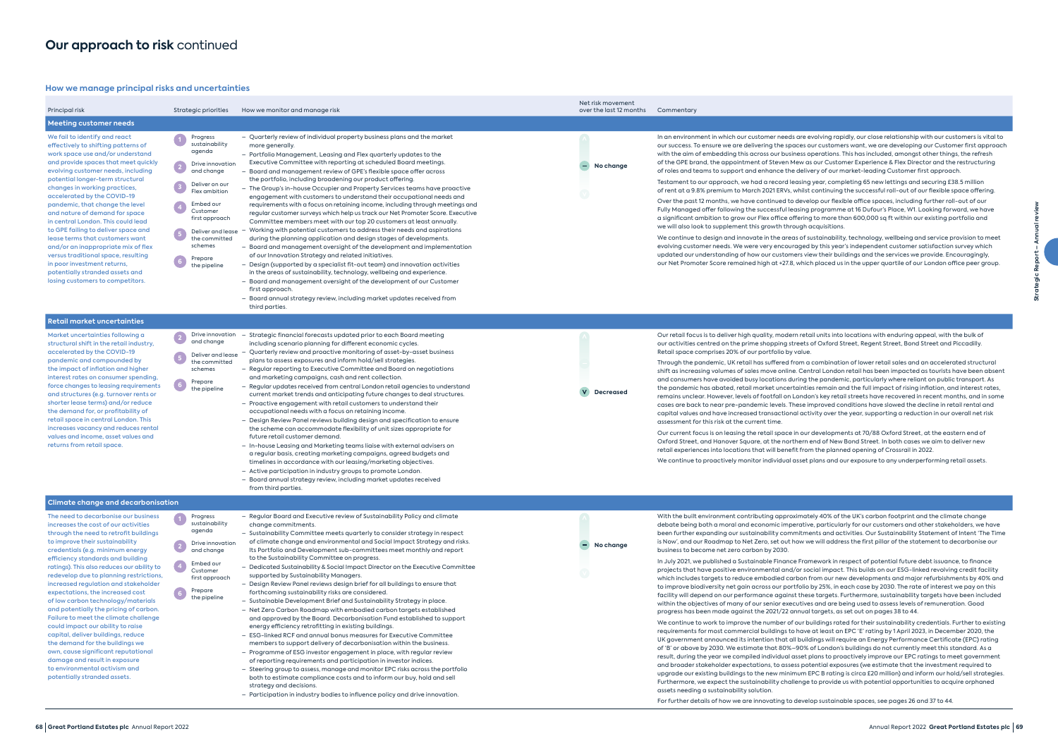# Our approach to risk continued

## How we manage principal risks and uncertainties

| Principal risk | Strategic priorities | How we monitor and manage risk | Net risk movement over the last 12 months | Commentary |
|---|---|---|---|---|
| **Meeting customer needs** | | | | |
| We fail to identify and react effectively to shifting patterns of work space use and/or understand and provide spaces that meet quickly evolving customer needs, including potential longer-term structural changes in working practices, accelerated by the COVID-19 pandemic, that change the level and nature of demand for space in central London. This could lead to GPE failing to deliver space and lease terms that customers want and/or an inappropriate mix of flex versus traditional space, resulting in poor investment returns, potentially stranded assets and losing customers to competitors. | 1 Progress sustainability agenda<br>2 Drive innovation and change<br>3 Deliver on our Flex ambition<br>4 Embed our Customer first approach<br>5 Deliver and lease the committed schemes<br>6 Prepare the pipeline | – Quarterly review of individual property business plans and the market more generally.<br>– Portfolio Management, Leasing and Flex quarterly updates to the Executive Committee with reporting at scheduled Board meetings.<br>– Board and management review of GPE's flexible space offer across the portfolio, including broadening our product offering.<br>– The Group's in-house Occupier and Property Services teams have proactive engagement with customers to understand their occupational needs and requirements with a focus on retaining income, including through meetings and regular customer surveys which help us track our Net Promoter Score. Executive Committee members meet with our top 20 customers at least annually.<br>– Working with potential customers to address their needs and aspirations during the planning application and design stages of developments.<br>– Board and management oversight of the development and implementation of our Innovation Strategy and related initiatives.<br>– Design (supported by a specialist fit-out team) and innovation activities in the areas of sustainability, technology, wellbeing and experience.<br>– Board and management oversight of the development of our Customer first approach.<br>– Board annual strategy review, including market updates received from third parties. | No change | In an environment in which our customer needs are evolving rapidly, our close relationship with our customers is vital to our success. To ensure we are delivering the spaces our customers want, we are developing our Customer first approach with the aim of embedding this across our business operations. This has included, amongst other things, the refresh of the GPE brand, the appointment of Steven Mew as our Customer Experience & Flex Director and the restructuring of roles and teams to support and enhance the delivery of our market-leading Customer first approach.<br><br>Testament to our approach, we had a record leasing year, completing 65 new lettings and securing £38.5 million of rent at a 9.8% premium to March 2021 ERVs, whilst continuing the successful roll-out of our flexible space offering.<br><br>Over the past 12 months, we have continued to develop our flexible office spaces, including further roll-out of our Fully Managed offer following the successful leasing programme at 16 Dufour's Place, W1. Looking forward, we have a significant ambition to grow our Flex office offering to more than 600,000 sq ft within our existing portfolio and we will also look to supplement this growth through acquisitions.<br><br>We continue to design and innovate in the areas of sustainability, technology, wellbeing and service provision to meet evolving customer needs. We were very encouraged by this year's independent customer satisfaction survey which updated our understanding of how our customers view their buildings and the services we provide. Encouragingly, our Net Promoter Score remained high at +27.8, which placed us in the upper quartile of our London office peer group. |
| **Retail market uncertainties** | | | | |
| Market uncertainties following a structural shift in the retail industry, accelerated by the COVID-19 pandemic and compounded by the impact of inflation and higher interest rates on consumer spending, force changes to leasing requirements and structures (e.g. turnover rents or shorter lease terms) and/or reduce the demand for, or profitability of retail space in central London. This increases vacancy and reduces rental values and income, asset values and returns from retail space. | 2 Drive innovation and change<br>5 Deliver and lease the committed schemes<br>6 Prepare the pipeline | – Strategic financial forecasts updated prior to each Board meeting including scenario planning for different economic cycles.<br>– Quarterly review and proactive monitoring of asset-by-asset business plans to assess exposures and inform hold/sell strategies.<br>– Regular reporting to Executive Committee and Board on negotiations and marketing campaigns, cash and rent collection.<br>– Regular updates received from central London retail agencies to understand current market trends and anticipating future changes to deal structures.<br>– Proactive engagement with retail customers to understand their occupational needs with a focus on retaining income.<br>– Design Review Panel reviews building design and specification to ensure the scheme can accommodate flexibility of unit sizes appropriate for future retail customer demand.<br>– In-house Leasing and Marketing teams liaise with external advisors on a regular basis, creating marketing campaigns, agreed budgets and timelines in accordance with our leasing/marketing objectives.<br>– Active participation in industry groups to promote London.<br>– Board annual strategy review, including market updates received from third parties. | Decreased | Our retail focus is to deliver high quality, modern retail units into locations with enduring appeal, with the bulk of our activities centred on the prime shopping streets of Oxford Street, Regent Street, Bond Street and Piccadilly. Retail space comprises 20% of our portfolio by value.<br><br>Through the pandemic, UK retail has suffered from a combination of lower retail sales and an accelerated structural shift as increasing volumes of sales move online. Central London retail has been impacted as tourists have been absent and consumers have avoided busy locations during the pandemic, particularly where reliant on public transport. As the pandemic has abated, retail market uncertainties remain and the full impact of rising inflation, and interest rates, remains unclear. However, levels of footfall on London's key retail streets have recovered in recent months, and in some cases are back to near pre-pandemic levels. These improved conditions have slowed the decline in retail rental and capital values and have increased transactional activity over the year, supporting a reduction in our overall net risk assessment for this risk at the current time.<br><br>Our current focus is on leasing the retail space in our developments at 70/88 Oxford Street, at the eastern end of Oxford Street, and Hanover Square, at the northern end of New Bond Street. In both cases we aim to deliver new retail experiences into locations that will benefit from the planned opening of Crossrail in 2022.<br><br>We continue to proactively monitor individual asset plans and our exposure to any underperforming retail assets. |
| **Climate change and decarbonisation** | | | | |
| The need to decarbonise our business increases the cost of our activities through the need to retrofit buildings to improve their sustainability credentials (e.g. minimum energy efficiency standards and building ratings). This also reduces our ability to redevelop due to planning restrictions, increased regulation and stakeholder expectations, the increased cost of low carbon technology/materials and potentially the pricing of carbon. Failure to meet the climate challenge could impact our ability to raise capital, deliver buildings, reduce the demand for the buildings we own, cause significant reputational damage and result in exposure to environmental activism and potentially stranded assets. | 1 Progress sustainability agenda<br>2 Drive innovation and change<br>4 Embed our Customer first approach<br>6 Prepare the pipeline | – Regular Board and Executive review of Sustainability Policy and climate change commitments.<br>– Sustainability Committee meets quarterly to consider strategy in respect of climate change and environmental and Social Impact Strategy and risks. Its Portfolio and Development sub-committees meet monthly and report to the Sustainability Committee on progress.<br>– Dedicated Sustainability & Social Impact Director on the Executive Committee supported by Sustainability Managers.<br>– Design Review Panel reviews design brief for all buildings to ensure that forthcoming sustainability risks are considered.<br>– Sustainable Development Brief and Sustainability Strategy in place.<br>– Net Zero Carbon Roadmap with embodied carbon targets established and approved by the Board. Decarbonisation Fund established to support energy efficiency retrofitting in existing buildings.<br>– ESG-linked RCF and annual bonus measures for Executive Committee members to support delivery of decarbonisation within the business.<br>– Programme of ESG investor engagement in place, with regular review of reporting requirements and participation in investor indices.<br>– Steering group to assess, manage and monitor EPC risks across the portfolio both to estimate compliance costs and to inform our buy, hold and sell strategy and decisions.<br>– Participation in industry bodies to influence policy and drive innovation. | No change | With the built environment contributing approximately 40% of the UK's carbon footprint and the climate change debate being both a moral and economic imperative, particularly for our customers and other stakeholders, we have been further expanding our sustainability commitments and activities. Our Sustainability Statement of Intent 'The Time is Now', and our Roadmap to Net Zero, set out how we will address the first pillar of the statement to decarbonise our business to become net zero carbon by 2030.<br><br>In July 2021, we published a Sustainable Finance Framework in respect of potential future debt issuance, to finance projects that have positive environmental and/or social impact. This builds on our ESG-linked revolving credit facility which includes targets to reduce embodied carbon from our new developments and major refurbishments by 40% and to improve biodiversity net gain across our portfolio by 25%, in each case by 2030. The rate of interest we pay on this facility will depend on our performance against these targets. Furthermore, sustainability targets have been included within the objectives of many of our senior executives and are being used to assess levels of remuneration. Good progress has been made against the 2021/22 annual targets, as set out on pages 38 to 44.<br><br>We continue to work to improve the number of our buildings rated for their sustainability credentials. Further to existing requirements for most commercial buildings to have at least an EPC 'E' rating by 1 April 2023, in December 2020, the UK government announced its intention that all buildings will require an Energy Performance Certificate (EPC) rating of 'B' or above by 2030. We estimate that 80%–90% of London's buildings do not currently meet this standard. As a result, during the year we compiled individual asset plans to proactively improve our EPC ratings to meet government and broader stakeholder expectations, to assess potential exposures (we estimate that the investment required to upgrade our existing buildings to the new minimum EPC B rating is circa £20 million) and inform our hold/sell strategies. Furthermore, we expect the sustainability challenge to provide us with potential opportunities to acquire orphaned assets needing a sustainability solution.<br><br>For further details of how we are innovating to develop sustainable spaces, see pages 26 and 37 to 44. |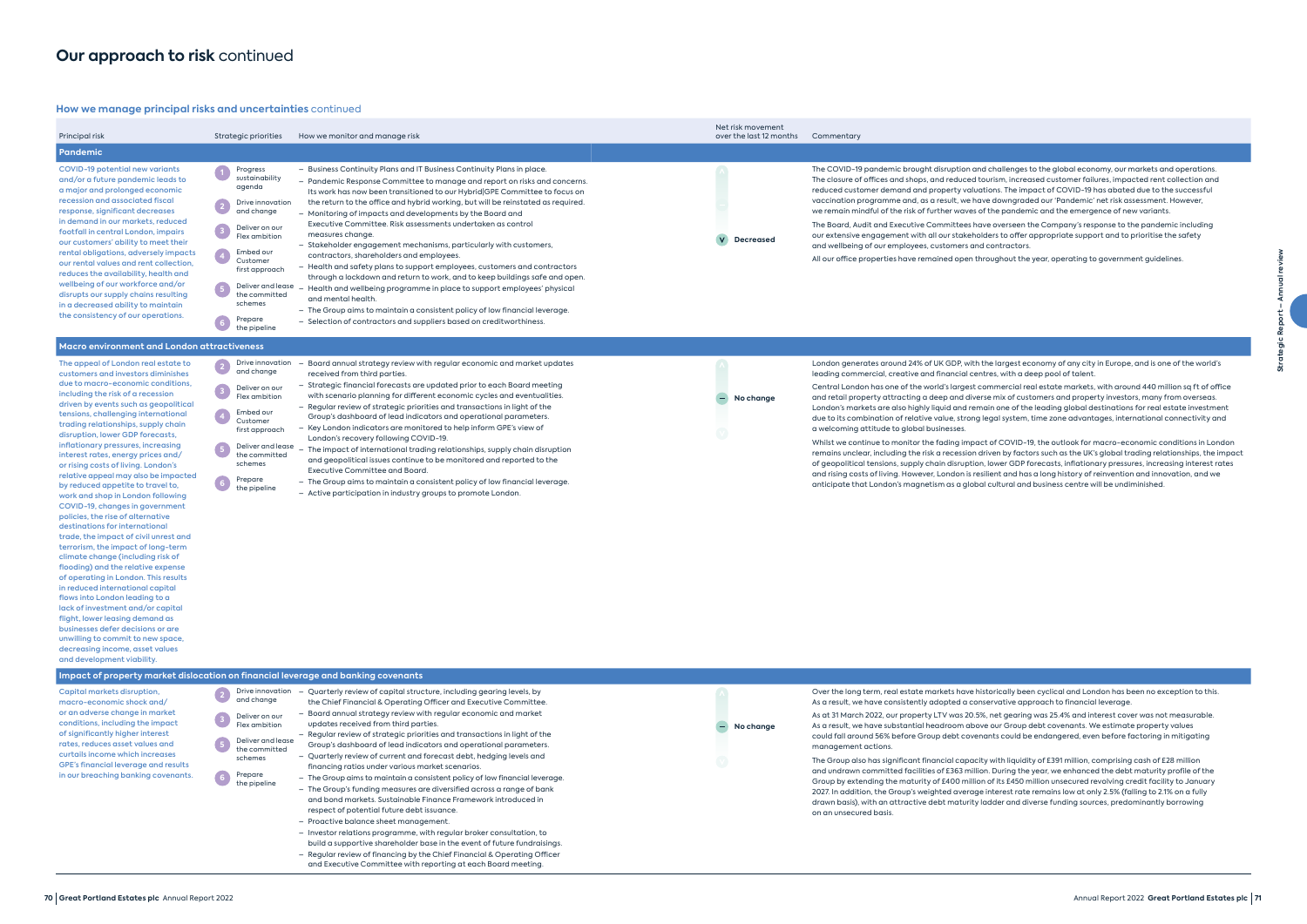# Our approach to risk continued

## How we manage principal risks and uncertainties continued

| Principal risk | Strategic priorities | How we monitor and manage risk | Net risk movement over the last 12 months | Commentary |
|---|---|---|---|---|
| **Pandemic** | | | | |
| COVID-19 potential new variants and/or a future pandemic leads to a major and prolonged economic recession and associated fiscal response, significant decreases in demand in our markets, reduced footfall in central London, impairs our customers' ability to meet their rental obligations, adversely impacts our rental values and rent collection, reduces the availability, health and wellbeing of our workforce and/or disrupts our supply chains resulting in a decreased ability to maintain the consistency of our operations. | 1 Progress sustainability agenda<br>2 Drive innovation and change<br>3 Deliver on our Flex ambition<br>4 Embed our Customer first approach<br>5 Deliver and lease the committed schemes<br>6 Prepare the pipeline | – Business Continuity Plans and IT Business Continuity Plans in place.<br>– Pandemic Response Committee to manage and report on risks and concerns. Its work has now been transitioned to our Hybrid\|GPE Committee to focus on the return to the office and hybrid working, but will be reinstated as required.<br>– Monitoring of impacts and developments by the Board and Executive Committee. Risk assessments undertaken as control measures change.<br>– Stakeholder engagement mechanisms, particularly with customers, contractors, shareholders and employees.<br>– Health and safety plans to support employees, customers and contractors through a lockdown and return to work, and to keep buildings safe and open.<br>– Health and wellbeing programme in place to support employees' physical and mental health.<br>– The Group aims to maintain a consistent policy of low financial leverage.<br>– Selection of contractors and suppliers based on creditworthiness. | Decreased | The COVID-19 pandemic brought disruption and challenges to the global economy, our markets and operations. The closure of offices and shops, and reduced tourism, increased customer failures, impacted rent collection and reduced customer demand and property valuations. The impact of COVID-19 has abated due to the successful vaccination programme and, as a result, we have downgraded our 'Pandemic' net risk assessment. However, we remain mindful of the risk of further waves of the pandemic and the emergence of new variants.<br><br>The Board, Audit and Executive Committees have overseen the Company's response to the pandemic including our extensive engagement with all our stakeholders to offer appropriate support and to prioritise the safety and wellbeing of our employees, customers and contractors.<br><br>All our office properties have remained open throughout the year, operating to government guidelines. |
| **Macro environment and London attractiveness** | | | | |
| The appeal of London real estate to customers and investors diminishes due to macro-economic conditions, including the risk of a recession driven by events such as geopolitical tensions, challenging international trading relationships, supply chain disruption, lower GDP forecasts, inflationary pressures, increasing interest rates, energy prices and/or rising costs of living. London's relative appeal may also be impacted by reduced appetite to travel to, work and shop in London following COVID-19, changes in government policies, the rise of alternative destinations for international trade, the impact of civil unrest and terrorism, the impact of long-term climate change (including risk of flooding) and the relative expense of operating in London. This results in reduced international capital flows into London leading to a lack of investment and/or capital flight, lower leasing demand as businesses defer decisions or are unwilling to commit to new space, decreasing income, asset values and development viability. | 2 Drive innovation and change<br>3 Deliver on our Flex ambition<br>4 Embed our Customer first approach<br>5 Deliver and lease the committed schemes<br>6 Prepare the pipeline | – Board annual strategy review with regular economic and market updates received from third parties.<br>– Strategic financial forecasts are updated prior to each Board meeting with scenario planning for different economic cycles and eventualities.<br>– Regular review of strategic priorities and transactions in light of the Group's dashboard of lead indicators and operational parameters.<br>– Key London indicators are monitored to help inform GPE's view of London's recovery following COVID-19.<br>– The impact of international trading relationships, supply chain disruption and geopolitical issues continue to be monitored and reported to the Executive Committee and Board.<br>– The Group aims to maintain a consistent policy of low financial leverage.<br>– Active participation in industry groups to promote London. | No change | London generates around 24% of UK GDP, with the largest economy of any city in Europe, and is one of the world's leading commercial, creative and financial centres, with a deep pool of talent.<br><br>Central London has one of the world's largest commercial real estate markets, with around 440 million sq ft of office and retail property attracting a deep and diverse mix of customers and property investors, many from overseas. London's markets are also highly liquid and remain one of the leading global destinations for real estate investment due to its combination of relative value, strong legal system, time zone advantages, international connectivity and a welcoming attitude to global businesses.<br><br>Whilst we continue to monitor the fading impact of COVID-19, the outlook for macro-economic conditions in London remains unclear, including the risk a recession driven by factors such as the UK's global trading relationships, the impact of geopolitical tensions, supply chain disruption, lower GDP forecasts, inflationary pressures, increasing interest rates and rising costs of living. However, London is resilient and has a long history of reinvention and innovation, and we anticipate that London's magnetism as a global cultural and business centre will be undiminished. |
| **Impact of property market dislocation on financial leverage and banking covenants** | | | | |
| Capital markets disruption, macro-economic shock and/or an adverse change in market conditions, including the impact of significantly higher interest rates, reduces asset values and curtails income which increases GPE's financial leverage and results in our breaching banking covenants. | 2 Drive innovation and change<br>3 Deliver on our Flex ambition<br>5 Deliver and lease the committed schemes<br>6 Prepare the pipeline | – Quarterly review of capital structure, including gearing levels, by the Chief Financial & Operating Officer and Executive Committee.<br>– Board annual strategy review with regular economic and market updates received from third parties.<br>– Regular review of strategic priorities and transactions in light of the Group's dashboard of lead indicators and operational parameters.<br>– Quarterly review of current and forecast debt, hedging levels and financing ratios under various market scenarios.<br>– The Group aims to maintain a consistent policy of low financial leverage.<br>– The Group's funding measures are diversified across a range of bank and bond markets. Sustainable Finance Framework introduced in respect of potential future debt issuance.<br>– Proactive balance sheet management.<br>– Investor relations programme, with regular broker consultation, to build a supportive shareholder base in the event of future fundraisings.<br>– Regular review of financing by the Chief Financial & Operating Officer and Executive Committee with reporting at each Board meeting. | No change | Over the long term, real estate markets have historically been cyclical and London has been no exception to this. As a result, we have consistently adopted a conservative approach to financial leverage.<br><br>As at 31 March 2022, our property LTV was 20.5%, net gearing was 25.4% and interest cover was not measurable. As a result, we have substantial headroom above our Group debt covenants. We estimate property values could fall around 56% before Group debt covenants could be endangered, even before factoring in mitigating management actions.<br><br>The Group also has significant financial capacity with liquidity of £391 million, comprising cash of £28 million and undrawn committed facilities of £363 million. During the year, we enhanced the debt maturity profile of the Group by extending the maturity of £400 million of its £450 million unsecured revolving credit facility to January 2027. In addition, the Group's weighted average interest rate remains low at only 2.5% (falling to 2.1% on a fully drawn basis), with an attractive debt maturity ladder and diverse funding sources, predominantly borrowing on an unsecured basis. |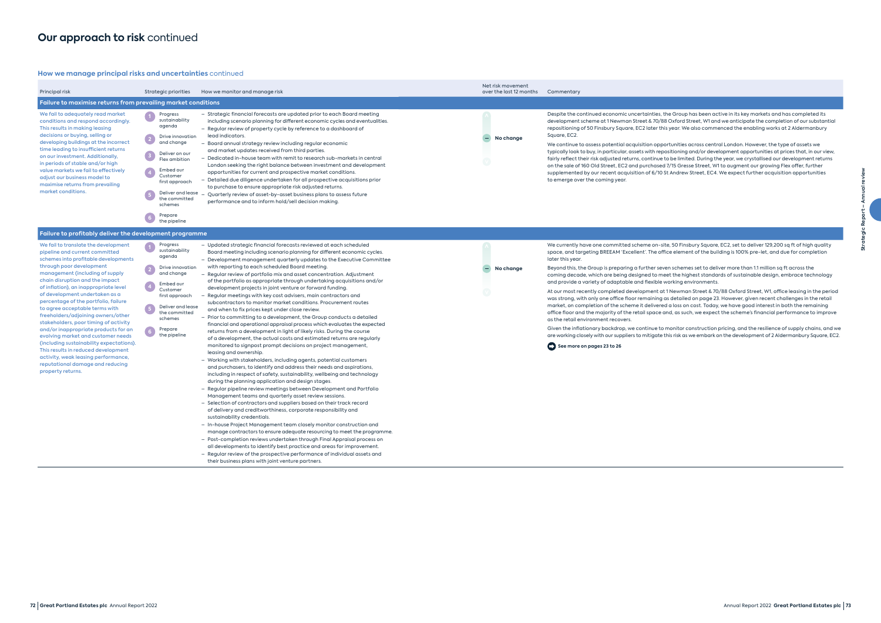# Our approach to risk continued

## How we manage principal risks and uncertainties continued

| Principal risk | Strategic priorities | How we monitor and manage risk | Net risk movement over the last 12 months | Commentary |
|---|---|---|---|---|
| **Failure to maximise returns from prevailing market conditions** | | | | |
| We fail to adequately read market conditions and respond accordingly. This results in making leasing decisions or buying, selling or developing buildings at the incorrect time leading to insufficient returns on our investment. Additionally, in periods of stable and/or high value markets we fail to effectively adjust our business model to maximise returns from prevailing market conditions. | 1 Progress sustainability agenda<br>2 Drive innovation and change<br>3 Deliver on our Flex ambition<br>4 Embed our Customer first approach<br>5 Deliver and lease the committed schemes<br>6 Prepare the pipeline | – Strategic financial forecasts are updated prior to each Board meeting including scenario planning for different economic cycles and eventualities.<br>– Regular review of property cycle by reference to a dashboard of lead indicators.<br>– Board annual strategy review including regular economic and market updates received from third parties.<br>– Dedicated in-house team with remit to research sub-markets in central London seeking the right balance between investment and development opportunities for current and prospective market conditions.<br>– Detailed due diligence undertaken for all prospective acquisitions prior to purchase to ensure appropriate risk adjusted returns.<br>– Quarterly review of asset-by-asset business plans to assess future performance and to inform hold/sell decision making. | No change | Despite the continued economic uncertainties, the Group has been active in its key markets and has completed its development scheme at 1 Newman Street & 70/88 Oxford Street, W1 and we anticipate the completion of our substantial repositioning of 50 Finsbury Square, EC2 later this year. We also commenced the enabling works at 2 Aldermanbury Square, EC2.<br><br>We continue to assess potential acquisition opportunities across central London. However, the type of assets we typically look to buy, in particular, assets with repositioning and/or development opportunities at prices that, in our view, fairly reflect their risk adjusted returns, continue to be limited. During the year, we crystallised our development returns on the sale of 160 Old Street, EC2 and purchased 7/15 Gresse Street, W1 to augment our growing Flex offer, further supplemented by our recent acquisition of 6/10 St Andrew Street, EC4. We expect further acquisition opportunities to emerge over the coming year. |
| **Failure to profitably deliver the development programme** | | | | |
| We fail to translate the development pipeline and current committed schemes into profitable developments through poor development management (including of supply chain disruption and the impact of inflation), an inappropriate level of development undertaken as a percentage of the portfolio, failure to agree acceptable terms with freeholders/adjoining owners/other stakeholders, poor timing of activity and/or inappropriate products for an evolving market and customer needs (including sustainability expectations). This results in reduced development activity, weak leasing performance, reputational damage and reducing property returns. | 1 Progress sustainability agenda<br>2 Drive innovation and change<br>4 Embed our Customer first approach<br>5 Deliver and lease the committed schemes<br>6 Prepare the pipeline | – Updated strategic financial forecasts reviewed at each scheduled Board meeting including scenario planning for different economic cycles.<br>– Development management quarterly updates to the Executive Committee with reporting to each scheduled Board meeting.<br>– Regular review of portfolio mix and asset concentration. Adjustment of the portfolio as appropriate through undertaking acquisitions and/or development projects in joint venture or forward funding.<br>– Regular meetings with key cost advisers, main contractors and subcontractors to monitor market conditions. Procurement routes and when to fix prices kept under close review.<br>– Prior to committing to a development, the Group conducts a detailed financial and operational appraisal process which evaluates the expected returns from a development in light of likely risks. During the course of a development, the actual costs and estimated returns are regularly monitored to signpost prompt decisions on project management, leasing and ownership.<br>– Working with stakeholders, including agents, potential customers and purchasers, to identify and address their needs and aspirations, including in respect of safety, sustainability, wellbeing and technology during the planning application and design stages.<br>– Regular pipeline review meetings between Development and Portfolio Management teams and quarterly asset review sessions.<br>– Selection of contractors and suppliers based on their track record of delivery and creditworthiness, corporate responsibility and sustainability credentials.<br>– In-house Project Management team closely monitor construction and manage contractors to ensure adequate resourcing to meet the programme.<br>– Post-completion reviews undertaken through Final Appraisal process on all developments to identify best practice and areas for improvement.<br>– Regular review of the prospective performance of individual assets and their business plans with joint venture partners. | No change | We currently have one committed scheme on-site, 50 Finsbury Square, EC2, set to deliver 129,200 sq ft of high quality space, and targeting BREEAM 'Excellent'. The office element of the building is 100% pre-let, and due for completion later this year.<br><br>Beyond this, the Group is preparing a further seven schemes set to deliver more than 1.1 million sq ft across the coming decade, which are being designed to meet the highest standards of sustainable design, embrace technology and provide a variety of adaptable and flexible working environments.<br><br>At our most recently completed development at 1 Newman Street & 70/88 Oxford Street, W1, office leasing in the period was strong, with only one office floor remaining as detailed on page 23. However, given recent challenges in the retail market, on completion of the scheme it delivered a loss on cost. Today, we have good interest in both the remaining office floor and the majority of the retail space and, as such, we expect the scheme's financial performance to improve as the retail environment recovers.<br><br>Given the inflationary backdrop, we continue to monitor construction pricing, and the resilience of supply chains, and we are working closely with our suppliers to mitigate this risk as we embark on the development of 2 Aldermanbury Square, EC2.<br><br>**See more on pages 23 to 26** |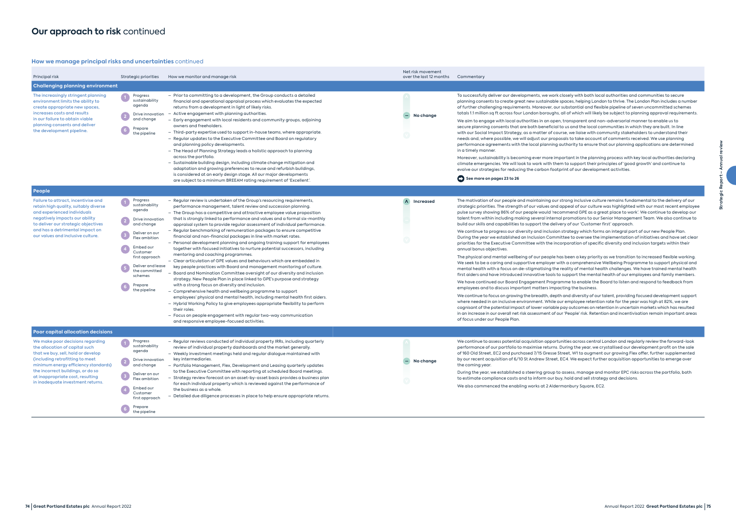# Our approach to risk continued

## How we manage principal risks and uncertainties continued

| Principal risk | Strategic priorities | How we monitor and manage risk | Net risk movement over the last 12 months | Commentary |
|---|---|---|---|---|
| **Challenging planning environment** | | | | |
| The increasingly stringent planning environment limits the ability to create appropriate new spaces, increases costs and results in our failure to obtain viable planning consents and deliver the development pipeline. | 1 Progress sustainability agenda<br>2 Drive innovation and change<br>6 Prepare the pipeline | – Prior to committing to a development, the Group conducts a detailed financial and operational appraisal process which evaluates the expected returns from a development in light of likely risks.<br>– Active engagement with planning authorities.<br>– Early engagement with local residents and community groups, adjoining owners and freeholders.<br>– Third-party expertise used to support in-house teams, where appropriate.<br>– Regular updates to the Executive Committee and Board on regulatory and planning policy developments.<br>– The Head of Planning Strategy leads a holistic approach to planning across the portfolio.<br>– Sustainable building design, including climate change mitigation and adaptation and growing preferences to reuse and refurbish buildings, is considered at an early design stage. All our major developments are subject to a minimum BREEAM rating requirement of 'Excellent'. | No change | To successfully deliver our developments, we work closely with both local authorities and communities to secure planning consents to create great new sustainable spaces, helping London to thrive. The London Plan includes a number of further challenging requirements. Moreover, our substantial and flexible pipeline of seven uncommitted schemes totals 1.1 million sq ft across four London boroughs, all of which will likely be subject to planning approval requirements.<br><br>We aim to engage with local authorities in an open, transparent and non-adversarial manner to enable us to secure planning consents that are both beneficial to us and the local communities in which they are built. In line with our Social Impact Strategy, as a matter of course, we liaise with community stakeholders to understand their needs and, where possible, we will adjust our proposals to take account of comments received. We use planning performance agreements with the local planning authority to ensure that our planning applications are determined in a timely manner.<br><br>Moreover, sustainability is becoming ever more important in the planning process with key local authorities declaring climate emergencies. We will look to work with them to support their principles of 'good growth' and continue to evolve our strategies for reducing the carbon footprint of our development activities.<br><br>See more on pages 23 to 26 |
| **People** | | | | |
| Failure to attract, incentivise and retain high quality, suitably diverse and experienced individuals negatively impacts our ability to deliver our strategic objectives and has a detrimental impact on our values and inclusive culture. | 1 Progress sustainability agenda<br>2 Drive innovation and change<br>3 Deliver on our Flex ambition<br>4 Embed our Customer first approach<br>5 Deliver and lease the committed schemes<br>6 Prepare the pipeline | – Regular review is undertaken of the Group's resourcing requirements, performance management, talent review and succession planning.<br>– The Group has a competitive and attractive employee value proposition that is strongly linked to performance and values and a formal six-monthly appraisal system to provide regular assessment of individual performance.<br>– Regular benchmarking of remuneration packages to ensure competitive financial and non-financial packages in line with market rates.<br>– Personal development planning and ongoing training support for employees together with focused initiatives to nurture potential successors, including mentoring and coaching programmes.<br>– Clear articulation of GPE values and behaviours which are embedded in key people practices with Board and management monitoring of culture.<br>– Board and Nomination Committee oversight of our diversity and inclusion strategy. New People Plan in place linked to GPE's purpose and strategy with a strong focus on diversity and inclusion.<br>– Comprehensive health and wellbeing programme to support employees' physical and mental health, including mental health first aiders.<br>– Hybrid Working Policy to give employees appropriate flexibility to perform their roles.<br>– Focus on people engagement with regular two-way communication and responsive employee-focused activities. | Increased | The motivation of our people and maintaining our strong inclusive culture remains fundamental to the delivery of our strategic priorities. The strength of our values and appeal of our culture was highlighted with our most recent employee pulse survey showing 86% of our people would 'recommend GPE as a great place to work'. We continue to develop our talent from within including making several internal promotions to our Senior Management Team. We also continue to build our skills and capabilities to support the delivery of our 'Customer first' approach.<br><br>We continue to progress our diversity and inclusion strategy which forms an integral part of our new People Plan. During the year we established an Inclusion Committee to oversee the implementation of initiatives and have set clear priorities for the Executive Committee with the incorporation of specific diversity and inclusion targets within their annual bonus objectives.<br><br>The physical and mental wellbeing of our people has been a key priority as we transition to increased flexible working. We seek to be a caring and supportive employer with a comprehensive Wellbeing Programme to support physical and mental health with a focus on de-stigmatising the reality of mental health challenges. We have trained mental health first aiders and have introduced innovative tools to support the mental health of our employees and family members.<br><br>We have continued our Board Engagement Programme to enable the Board to listen and respond to feedback from employees and to discuss important matters impacting the business.<br><br>We continue to focus on growing the breadth, depth and diversity of our talent, providing focused development support where needed in an inclusive environment. While our employee retention rate for the year was high at 82%, we are cognisant of the potential impact of lower variable pay outcomes on retention in uncertain markets which has resulted in an increase in our overall net risk assessment of our 'People' risk. Retention and incentivisation remain important areas of focus under our People Plan. |
| **Poor capital allocation decisions** | | | | |
| We make poor decisions regarding the allocation of capital such that we buy, sell, hold or develop (including retrofitting to meet minimum energy efficiency standards) the incorrect buildings, or do so at inappropriate cost, resulting in inadequate investment returns. | 1 Progress sustainability agenda<br>2 Drive innovation and change<br>3 Deliver on our Flex ambition<br>4 Embed our Customer first approach<br>6 Prepare the pipeline | – Regular reviews conducted of individual property IRRs, including quarterly review of individual property dashboards and the market generally.<br>– Weekly investment meetings held and regular dialogue maintained with key intermediaries.<br>– Portfolio Management, Flex, Development and Leasing quarterly updates to the Executive Committee with reporting at scheduled Board meetings.<br>– Strategy review forecast on an asset-by-asset basis provides a business plan for each individual property which is reviewed against the performance of the business as a whole.<br>– Detailed due diligence processes in place to help ensure appropriate returns. | No change | We continue to assess potential acquisition opportunities across central London and regularly review the forward-look performance of our portfolio to maximise returns. During the year, we crystallised our development profit on the sale of 160 Old Street, EC2 and purchased 7/15 Gresse Street, W1 to augment our growing Flex offer, further supplemented by our recent acquisition of 6/10 St Andrew Street, EC4. We expect further acquisition opportunities to emerge over the coming year.<br><br>During the year, we established a steering group to assess, manage and monitor EPC risks across the portfolio, both to estimate compliance costs and to inform our buy, hold and sell strategy and decisions.<br><br>We also commenced the enabling works at 2 Aldermanbury Square, EC2. |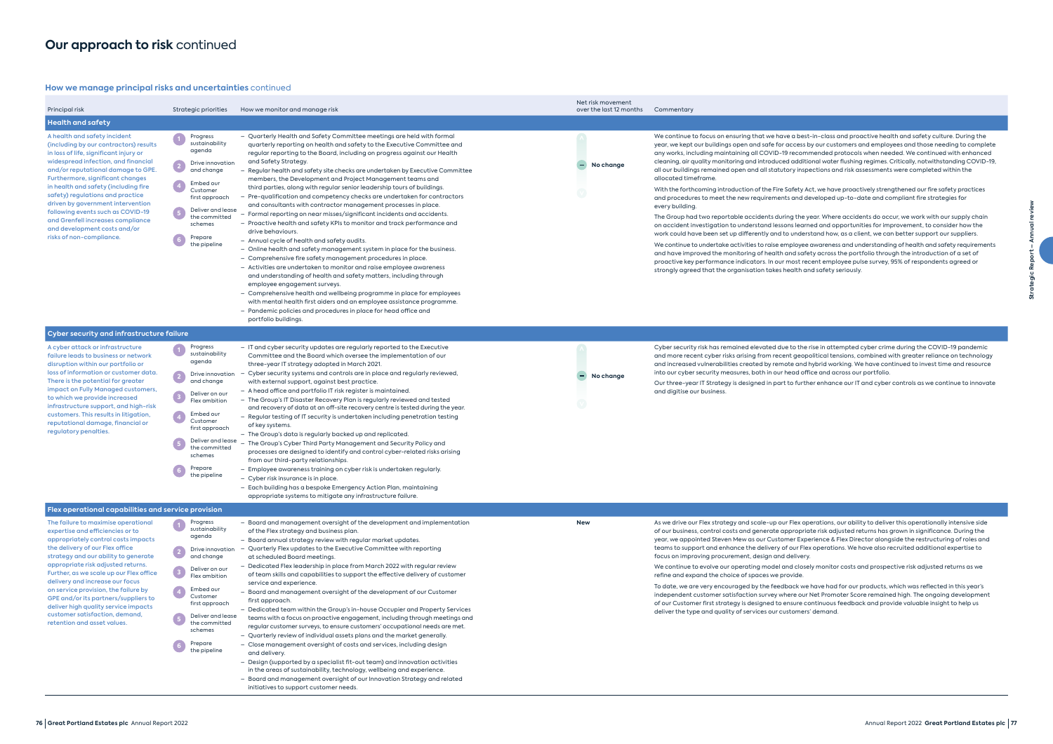# Our approach to risk continued

## How we manage principal risks and uncertainties continued

| Principal risk | Strategic priorities | How we monitor and manage risk | Net risk movement over the last 12 months | Commentary |
|---|---|---|---|---|
| **Health and safety** | | | | |
| A health and safety incident (including by our contractors) results in loss of life, significant injury or widespread infection, and financial and/or reputational damage to GPE. Furthermore, significant changes in health and safety (including fire safety) regulations and practice driven by government intervention following events such as COVID-19 and Grenfell increases compliance and development costs and/or risks of non-compliance. | 1 Progress sustainability agenda<br>2 Drive innovation and change<br>4 Embed our Customer first approach<br>5 Deliver and lease the committed schemes<br>6 Prepare the pipeline | – Quarterly Health and Safety Committee meetings are held with formal quarterly reporting on health and safety to the Executive Committee and regular reporting to the Board, including on progress against our Health and Safety Strategy.<br>– Regular health and safety site checks are undertaken by Executive Committee members, the Development and Project Management teams and third parties, along with regular senior leadership tours of buildings.<br>– Pre-qualification and competency checks are undertaken for contractors and consultants with contractor management processes in place.<br>– Formal reporting on near misses/significant incidents and accidents.<br>– Proactive health and safety KPIs to monitor and track performance and drive behaviours.<br>– Annual cycle of health and safety audits.<br>– Online health and safety management system in place for the business.<br>– Comprehensive fire safety management procedures in place.<br>– Activities are undertaken to monitor and raise employee awareness and understanding of health and safety matters, including through employee engagement surveys.<br>– Comprehensive health and wellbeing programme in place for employees with mental health first aiders and an employee assistance programme.<br>– Pandemic policies and procedures in place for head office and portfolio buildings. | No change | We continue to focus on ensuring that we have a best-in-class and proactive health and safety culture. During the year, we kept our buildings open and safe for access by our customers and employees and those needing to complete any works, including maintaining all COVID-19 recommended protocols when needed. We continued with enhanced cleaning, air quality monitoring and introduced additional water flushing regimes. Critically, notwithstanding COVID-19, all our buildings remained open and all statutory inspections and risk assessments were completed within the allocated timeframe.<br><br>With the forthcoming introduction of the Fire Safety Act, we have proactively strengthened our fire safety practices and procedures to meet the new requirements and developed up-to-date and compliant fire strategies for every building.<br><br>The Group had two reportable accidents during the year. Where accidents do occur, we work with our supply chain on accident investigation to understand lessons learned and opportunities for improvement, to consider how the work could have been set up differently and to understand how, as a client, we can better support our suppliers.<br><br>We continue to undertake activities to raise employee awareness and understanding of health and safety requirements and have improved the monitoring of health and safety across the portfolio through the introduction of a set of proactive key performance indicators. In our most recent employee pulse survey, 95% of respondents agreed or strongly agreed that the organisation takes health and safety seriously. |
| **Cyber security and infrastructure failure** | | | | |
| A cyber attack or infrastructure failure leads to business or network disruption within our portfolio or loss of information or customer data. There is the potential for greater impact on Fully Managed customers, to which we provide increased infrastructure support, and high-risk customers. This results in litigation, reputational damage, financial or regulatory penalties. | 1 Progress sustainability agenda<br>2 Drive innovation and change<br>3 Deliver on our Flex ambition<br>4 Embed our Customer first approach<br>5 Deliver and lease the committed schemes<br>6 Prepare the pipeline | – IT and cyber security updates are regularly reported to the Executive Committee and the Board which oversee the implementation of our three-year IT strategy adopted in March 2021.<br>– Cyber security systems and controls are in place and regularly reviewed, with external support, against best practice.<br>– A head office and portfolio IT risk register is maintained.<br>– The Group's IT Disaster Recovery Plan is regularly reviewed and tested and recovery of data at an off-site recovery centre is tested during the year.<br>– Regular testing of IT security is undertaken including penetration testing of key systems.<br>– The Group's data is regularly backed up and replicated.<br>– The Group's Cyber Third Party Management and Security Policy and processes are designed to identify and control cyber-related risks arising from our third-party relationships.<br>– Employee awareness training on cyber risk is undertaken regularly.<br>– Cyber risk insurance is in place.<br>– Each building has a bespoke Emergency Action Plan, maintaining appropriate systems to mitigate any infrastructure failure. | No change | Cyber security risk has remained elevated due to the rise in attempted cyber crime during the COVID-19 pandemic and more recent cyber risks arising from recent geopolitical tensions, combined with greater reliance on technology and increased vulnerabilities created by remote and hybrid working. We have continued to invest time and resource into our cyber security measures, both in our head office and across our portfolio.<br><br>Our three-year IT Strategy is designed in part to further enhance our IT and cyber controls as we continue to innovate and digitise our business. |
| **Flex operational capabilities and service provision** | | | | |
| The failure to maximise operational expertise and efficiencies or to appropriately control costs impacts the delivery of our Flex office strategy and our ability to generate appropriate risk adjusted returns. Further, as we scale up our Flex office delivery and increase our focus on service provision, the failure by GPE and/or its partners/suppliers to deliver high quality service impacts customer satisfaction, demand, retention and asset values. | 1 Progress sustainability agenda<br>2 Drive innovation and change<br>3 Deliver on our Flex ambition<br>4 Embed our Customer first approach<br>5 Deliver and lease the committed schemes<br>6 Prepare the pipeline | – Board and management oversight of the development and implementation of the Flex strategy and business plan.<br>– Board annual strategy review with regular market updates.<br>– Quarterly Flex updates to the Executive Committee with reporting at scheduled Board meetings.<br>– Dedicated Flex leadership in place from March 2022 with regular review of team skills and capabilities to support the effective delivery of customer service and experience.<br>– Board and management oversight of the development of our Customer first approach.<br>– Dedicated team within the Group's in-house Occupier and Property Services teams with a focus on proactive engagement, including through meetings and regular customer surveys, to ensure customers' occupational needs are met.<br>– Quarterly review of individual assets plans and the market generally.<br>– Close management oversight of costs and services, including design and delivery.<br>– Design (supported by a specialist fit-out team) and innovation activities in the areas of sustainability, technology, wellbeing and experience.<br>– Board and management oversight of our Innovation Strategy and related initiatives to support customer needs. | New | As we drive our Flex strategy and scale-up our Flex operations, our ability to deliver this operationally intensive side of our business, control costs and generate appropriate risk adjusted returns has grown in significance. During the year, we appointed Steven Mew as our Customer Experience & Flex Director alongside the restructuring of roles and teams to support and enhance the delivery of our Flex operations. We have also recruited additional expertise to focus on improving procurement, design and delivery.<br><br>We continue to evolve our operating model and closely monitor costs and prospective risk adjusted returns as we refine and expand the choice of spaces we provide.<br><br>To date, we are very encouraged by the feedback we have had for our products, which was reflected in this year's independent customer satisfaction survey where our Net Promoter Score remained high. The ongoing development of our Customer first strategy is designed to ensure continuous feedback and provide valuable insight to help us deliver the type and quality of services our customers' demand. |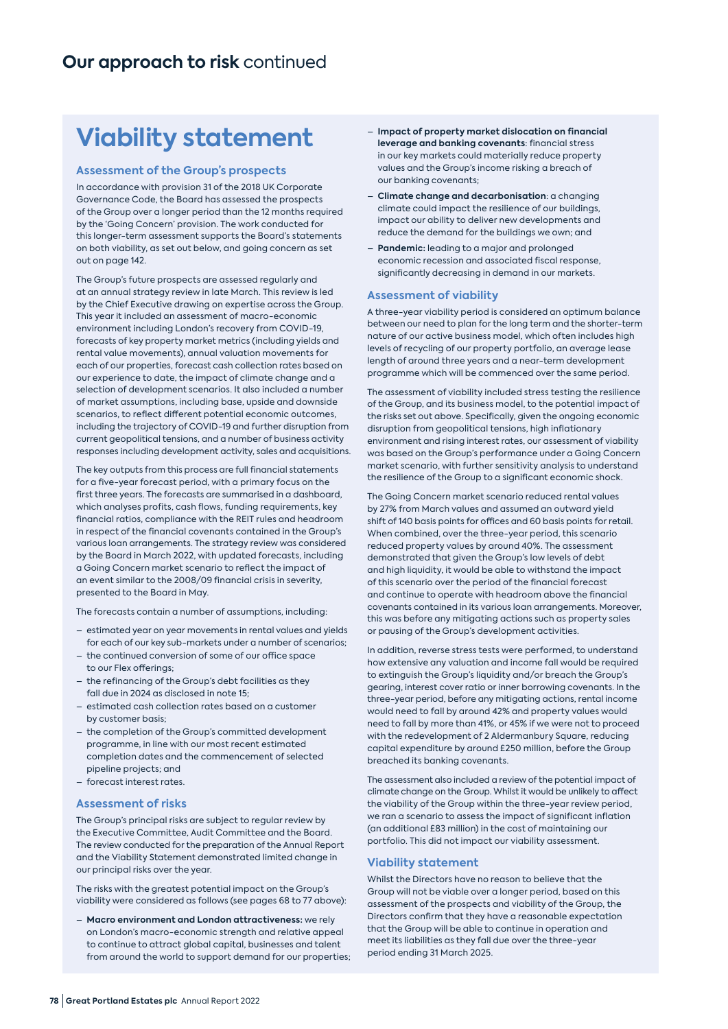## Our approach to risk continued

# Viability statement

### Assessment of the Group's prospects

In accordance with provision 31 of the 2018 UK Corporate Governance Code, the Board has assessed the prospects of the Group over a longer period than the 12 months required by the 'Going Concern' provision. The work conducted for this longer-term assessment supports the Board's statements on both viability, as set out below, and going concern as set out on page 142.

The Group's future prospects are assessed regularly and at an annual strategy review in late March. This review is led by the Chief Executive drawing on expertise across the Group. This year it included an assessment of macro-economic environment including London's recovery from COVID-19, forecasts of key property market metrics (including yields and rental value movements), annual valuation movements for each of our properties, forecast cash collection rates based on our experience to date, the impact of climate change and a selection of development scenarios. It also included a number of market assumptions, including base, upside and downside scenarios, to reflect different potential economic outcomes, including the trajectory of COVID-19 and further disruption from current geopolitical tensions, and a number of business activity responses including development activity, sales and acquisitions.

The key outputs from this process are full financial statements for a five-year forecast period, with a primary focus on the first three years. The forecasts are summarised in a dashboard, which analyses profits, cash flows, funding requirements, key financial ratios, compliance with the REIT rules and headroom in respect of the financial covenants contained in the Group's various loan arrangements. The strategy review was considered by the Board in March 2022, with updated forecasts, including a Going Concern market scenario to reflect the impact of an event similar to the 2008/09 financial crisis in severity, presented to the Board in May.

The forecasts contain a number of assumptions, including:

- estimated year on year movements in rental values and yields for each of our key sub-markets under a number of scenarios;
- the continued conversion of some of our office space to our Flex offerings;
- the refinancing of the Group's debt facilities as they fall due in 2024 as disclosed in note 15;
- estimated cash collection rates based on a customer by customer basis;
- the completion of the Group's committed development programme, in line with our most recent estimated completion dates and the commencement of selected pipeline projects; and
- forecast interest rates.

### Assessment of risks

The Group's principal risks are subject to regular review by the Executive Committee, Audit Committee and the Board. The review conducted for the preparation of the Annual Report and the Viability Statement demonstrated limited change in our principal risks over the year.

The risks with the greatest potential impact on the Group's viability were considered as follows (see pages 68 to 77 above):

- **Macro environment and London attractiveness:** we rely on London's macro-economic strength and relative appeal to continue to attract global capital, businesses and talent from around the world to support demand for our properties;
- **Impact of property market dislocation on financial leverage and banking covenants**: financial stress in our key markets could materially reduce property values and the Group's income risking a breach of our banking covenants;
- **Climate change and decarbonisation**: a changing climate could impact the resilience of our buildings, impact our ability to deliver new developments and reduce the demand for the buildings we own; and
- **Pandemic:** leading to a major and prolonged economic recession and associated fiscal response, significantly decreasing in demand in our markets.

### Assessment of viability

A three-year viability period is considered an optimum balance between our need to plan for the long term and the shorter-term nature of our active business model, which often includes high levels of recycling of our property portfolio, an average lease length of around three years and a near-term development programme which will be commenced over the same period.

The assessment of viability included stress testing the resilience of the Group, and its business model, to the potential impact of the risks set out above. Specifically, given the ongoing economic disruption from geopolitical tensions, high inflationary environment and rising interest rates, our assessment of viability was based on the Group's performance under a Going Concern market scenario, with further sensitivity analysis to understand the resilience of the Group to a significant economic shock.

The Going Concern market scenario reduced rental values by 27% from March values and assumed an outward yield shift of 140 basis points for offices and 60 basis points for retail. When combined, over the three-year period, this scenario reduced property values by around 40%. The assessment demonstrated that given the Group's low levels of debt and high liquidity, it would be able to withstand the impact of this scenario over the period of the financial forecast and continue to operate with headroom above the financial covenants contained in its various loan arrangements. Moreover, this was before any mitigating actions such as property sales or pausing of the Group's development activities.

In addition, reverse stress tests were performed, to understand how extensive any valuation and income fall would be required to extinguish the Group's liquidity and/or breach the Group's gearing, interest cover ratio or inner borrowing covenants. In the three-year period, before any mitigating actions, rental income would need to fall by around 42% and property values would need to fall by more than 41%, or 45% if we were not to proceed with the redevelopment of 2 Aldermanbury Square, reducing capital expenditure by around £250 million, before the Group breached its banking covenants.

The assessment also included a review of the potential impact of climate change on the Group. Whilst it would be unlikely to affect the viability of the Group within the three-year review period, we ran a scenario to assess the impact of significant inflation (an additional £83 million) in the cost of maintaining our portfolio. This did not impact our viability assessment.

### Viability statement

Whilst the Directors have no reason to believe that the Group will not be viable over a longer period, based on this assessment of the prospects and viability of the Group, the Directors confirm that they have a reasonable expectation that the Group will be able to continue in operation and meet its liabilities as they fall due over the three-year period ending 31 March 2025.